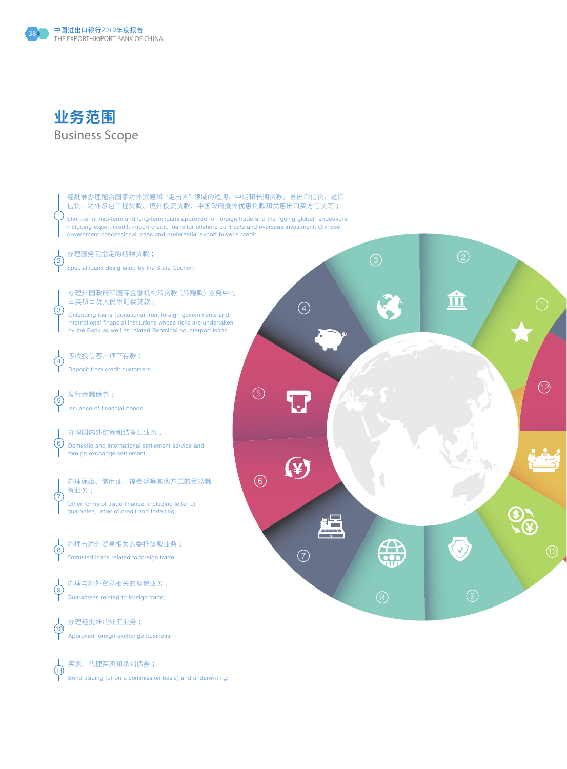# 业务范围

## Business Scope

1. 经批准办理配合国家对外贸易和"走出去"领域的短期、中期和长期贷款，含出口信贷、进口信贷、对外承包工程贷款、境外投资贷款、中国政府援外优惠贷款和优惠出口买方信贷等；

   Short-term, mid-term and long-term loans approved for foreign trade and the "going global" endeavors, including export credit, import credit, loans for offshore contracts and overseas investment, Chinese government concessional loans and preferential export buyer's credit;

2. 办理国务院指定的特种贷款；

   Special loans designated by the State Council;

3. 办理外国政府和国际金融机构转贷款（转赠款）业务中的三类项目及人民币配套贷款；

   Onlending loans (donations) from foreign governments and international financial institutions whose risks are undertaken by the Bank as well as related Renminbi counterpart loans;

4. 吸收授信客户项下存款；

   Deposit from credit customers;

5. 发行金融债券；

   Issuance of financial bonds;

6. 办理国内外结算和结售汇业务；

   Domestic and international settlement service and foreign exchange settlement;

7. 办理保函、信用证、福费廷等其他方式的贸易融资业务；

   Other forms of trade finance, including letter of guarantee, letter of credit and forfeiting;

8. 办理与对外贸易相关的委托贷款业务；

   Entrusted loans related to foreign trade;

9. 办理与对外贸易相关的担保业务；

   Guarantees related to foreign trade;

10. 办理经批准的外汇业务；

    Approved foreign exchange business;

11. 买卖、代理买卖和承销债券；

    Bond trading (or on a commission basis) and underwriting;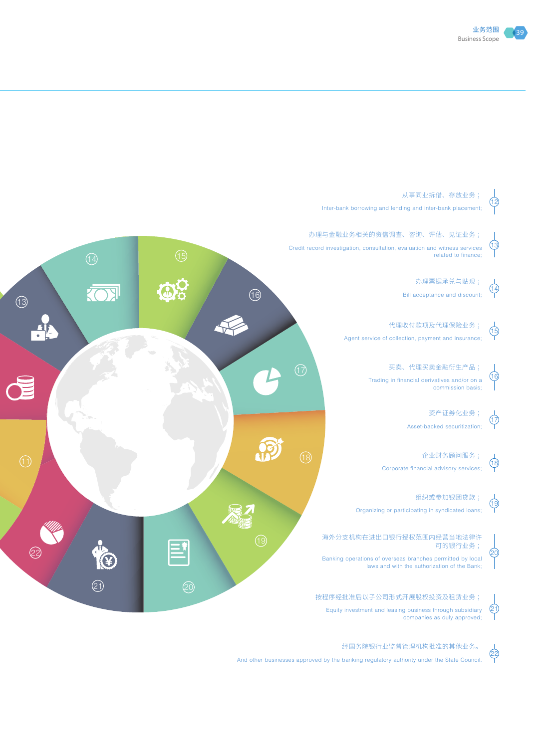12. 从事同业拆借、存放业务；
   Inter-bank borrowing and lending and inter-bank placement;

13. 办理与金融业务相关的资信调查、咨询、评估、见证业务；
   Credit record investigation, consultation, evaluation and witness services related to finance;

14. 办理票据承兑与贴现；
   Bill acceptance and discount;

15. 代理收付款项及代理保险业务；
   Agent service of collection, payment and insurance;

16. 买卖、代理买卖金融衍生产品；
   Trading in financial derivatives and/or on a commission basis;

17. 资产证券化业务；
   Asset-backed securitization;

18. 企业财务顾问服务；
   Corporate financial advisory services;

19. 组织或参加银团贷款；
   Organizing or participating in syndicated loans;

20. 海外分支机构在进出口银行授权范围内经营当地法律许可的银行业务；
   Banking operations of overseas branches permitted by local laws and with the authorization of the Bank;

21. 按程序经批准后以子公司形式开展股权投资及租赁业务；
   Equity investment and leasing business through subsidiary companies as duly approved;

22. 经国务院银行业监督管理机构批准的其他业务。
   And other businesses approved by the banking regulatory authority under the State Council.